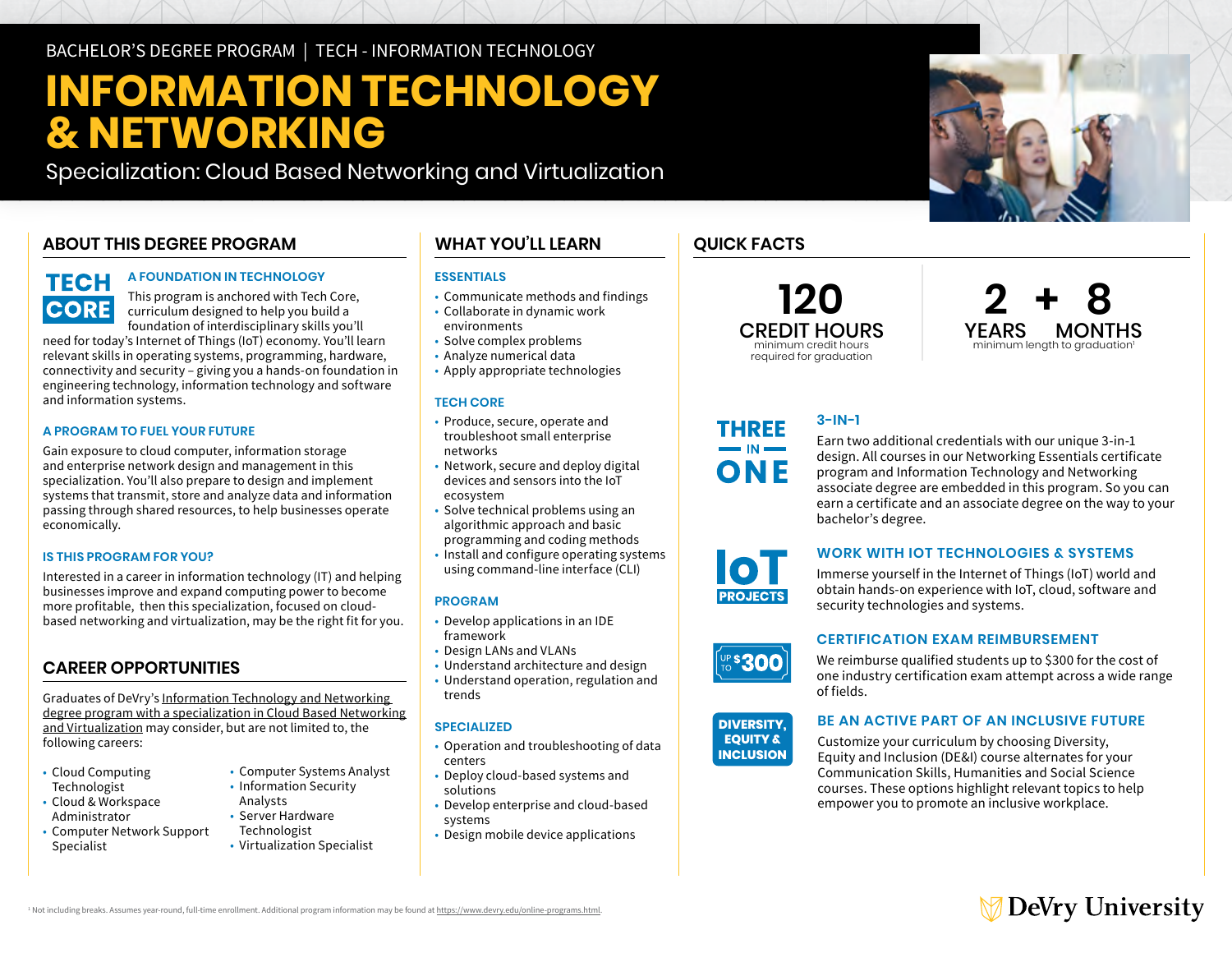BACHELOR'S DEGREE PROGRAM | TECH - INFORMATION TECHNOLOGY

# INFORMATION TECHNOLOGY & NETWORKING

Specialization: Cloud Based Networking and Virtualization

## ABOUT THIS DEGREE PROGRAM

**TECH CORE**

### A FOUNDATION IN TECHNOLOGY

This program is anchored with Tech Core, curriculum designed to help you build a foundation of interdisciplinary skills you'll need for today's Internet of Things (IoT) economy. You'll learn relevant skills in operating systems, programming, hardware, connectivity and security – giving you a hands-on foundation in engineering technology, information technology and software and information systems.

### A PROGRAM TO FUEL YOUR FUTURE

Gain exposure to cloud computer, information storage and enterprise network design and management in this specialization. You'll also prepare to design and implement systems that transmit, store and analyze data and information passing through shared resources, to help businesses operate economically.

### IS THIS PROGRAM FOR YOU?

Interested in a career in information technology (IT) and helping businesses improve and expand computing power to become more profitable, then this specialization, focused on cloud-based networking and virtualization, may be the right fit for you.

## CAREER OPPORTUNITIES

Graduates of DeVry's Information Technology and Networking degree program with a specialization in Cloud Based Networking and Virtualization may consider, but are not limited to, the following careers:

- Cloud Computing Technologist
- Cloud & Workspace Administrator
- Computer Network Support Specialist
- Computer Systems Analyst
- Information Security Analysts
- Server Hardware Technologist
- Virtualization Specialist

## WHAT YOU'LL LEARN

### ESSENTIALS

- Communicate methods and findings
- Collaborate in dynamic work environments
- Solve complex problems
- Analyze numerical data
- Apply appropriate technologies

### TECH CORE

- Produce, secure, operate and troubleshoot small enterprise networks
- Network, secure and deploy digital devices and sensors into the IoT ecosystem
- Solve technical problems using an algorithmic approach and basic programming and coding methods
- Install and configure operating systems using command-line interface (CLI)

### PROGRAM

- Develop applications in an IDE framework
- Design LANs and VLANs
- Understand architecture and design
- Understand operation, regulation and trends

### SPECIALIZED

- Operation and troubleshooting of data centers
- Deploy cloud-based systems and solutions
- Develop enterprise and cloud-based systems
- Design mobile device applications

## QUICK FACTS

**120 CREDIT HOURS**
minimum credit hours required for graduation

**2 YEARS + 8 MONTHS**
minimum length to graduation[1]

**THREE IN ONE**

### 3-IN-1

Earn two additional credentials with our unique 3-in-1 design. All courses in our Networking Essentials certificate program and Information Technology and Networking associate degree are embedded in this program. So you can earn a certificate and an associate degree on the way to your bachelor's degree.

**IoT PROJECTS**

### WORK WITH IOT TECHNOLOGIES & SYSTEMS

Immerse yourself in the Internet of Things (IoT) world and obtain hands-on experience with IoT, cloud, software and security technologies and systems.

**UP TO $300**

### CERTIFICATION EXAM REIMBURSEMENT

We reimburse qualified students up to $300 for the cost of one industry certification exam attempt across a wide range of fields.

**DIVERSITY, EQUITY & INCLUSION**

### BE AN ACTIVE PART OF AN INCLUSIVE FUTURE

Customize your curriculum by choosing Diversity, Equity and Inclusion (DE&I) course alternates for your Communication Skills, Humanities and Social Science courses. These options highlight relevant topics to help empower you to promote an inclusive workplace.

[1] Not including breaks. Assumes year-round, full-time enrollment. Additional program information may be found at https://www.devry.edu/online-programs.html.

DeVry University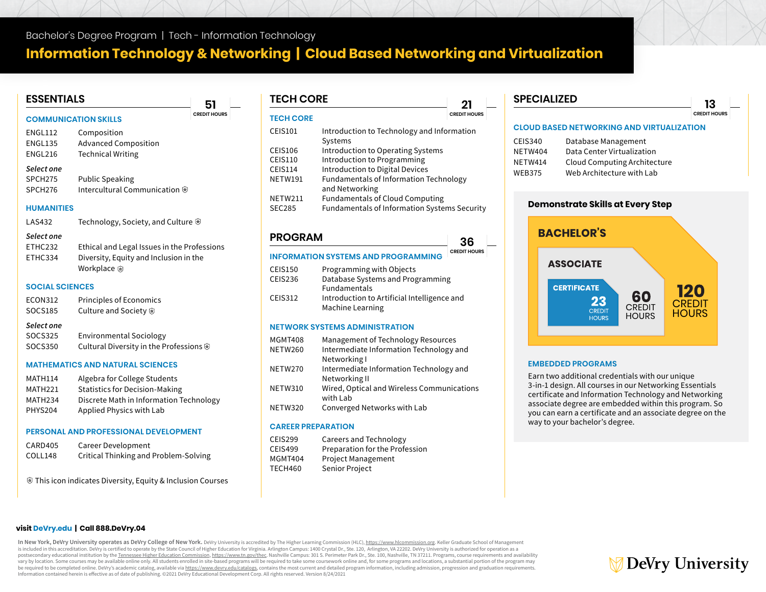Bachelor's Degree Program | Tech - Information Technology

# Information Technology & Networking | Cloud Based Networking and Virtualization

## ESSENTIALS

51 CREDIT HOURS

### COMMUNICATION SKILLS

| | |
|---|---|
| ENGL112 | Composition |
| ENGL135 | Advanced Composition |
| ENGL216 | Technical Writing |

*Select one*

| | |
|---|---|
| SPCH275 | Public Speaking |
| SPCH276 | Intercultural Communication ⊛ |

### HUMANITIES

| | |
|---|---|
| LAS432 | Technology, Society, and Culture ⊛ |

*Select one*

| | |
|---|---|
| ETHC232 | Ethical and Legal Issues in the Professions |
| ETHC334 | Diversity, Equity and Inclusion in the Workplace ⊛ |

### SOCIAL SCIENCES

| | |
|---|---|
| ECON312 | Principles of Economics |
| SOCS185 | Culture and Society ⊛ |

*Select one*

| | |
|---|---|
| SOCS325 | Environmental Sociology |
| SOCS350 | Cultural Diversity in the Professions ⊛ |

### MATHEMATICS AND NATURAL SCIENCES

| | |
|---|---|
| MATH114 | Algebra for College Students |
| MATH221 | Statistics for Decision-Making |
| MATH234 | Discrete Math in Information Technology |
| PHYS204 | Applied Physics with Lab |

### PERSONAL AND PROFESSIONAL DEVELOPMENT

| | |
|---|---|
| CARD405 | Career Development |
| COLL148 | Critical Thinking and Problem-Solving |

⊛ This icon indicates Diversity, Equity & Inclusion Courses

## TECH CORE

21 CREDIT HOURS

### TECH CORE

| | |
|---|---|
| CEIS101 | Introduction to Technology and Information Systems |
| CEIS106 | Introduction to Operating Systems |
| CEIS110 | Introduction to Programming |
| CEIS114 | Introduction to Digital Devices |
| NETW191 | Fundamentals of Information Technology and Networking |
| NETW211 | Fundamentals of Cloud Computing |
| SEC285 | Fundamentals of Information Systems Security |

## PROGRAM

36 CREDIT HOURS

### INFORMATION SYSTEMS AND PROGRAMMING

| | |
|---|---|
| CEIS150 | Programming with Objects |
| CEIS236 | Database Systems and Programming Fundamentals |
| CEIS312 | Introduction to Artificial Intelligence and Machine Learning |

### NETWORK SYSTEMS ADMINISTRATION

| | |
|---|---|
| MGMT408 | Management of Technology Resources |
| NETW260 | Intermediate Information Technology and Networking I |
| NETW270 | Intermediate Information Technology and Networking II |
| NETW310 | Wired, Optical and Wireless Communications with Lab |
| NETW320 | Converged Networks with Lab |

### CAREER PREPARATION

| | |
|---|---|
| CEIS299 | Careers and Technology |
| CEIS499 | Preparation for the Profession |
| MGMT404 | Project Management |
| TECH460 | Senior Project |

## SPECIALIZED

13 CREDIT HOURS

### CLOUD BASED NETWORKING AND VIRTUALIZATION

| | |
|---|---|
| CEIS340 | Database Management |
| NETW404 | Data Center Virtualization |
| NETW414 | Cloud Computing Architecture |
| WEB375 | Web Architecture with Lab |

### Demonstrate Skills at Every Step

BACHELOR'S

ASSOCIATE

CERTIFICATE

23 CREDIT HOURS

60 CREDIT HOURS

120 CREDIT HOURS

### EMBEDDED PROGRAMS

Earn two additional credentials with our unique 3-in-1 design. All courses in our Networking Essentials certificate and Information Technology and Networking associate degree are embedded within this program. So you can earn a certificate and an associate degree on the way to your bachelor's degree.

**visit DeVry.edu | Call 888.DeVry.04**

**In New York, DeVry University operates as DeVry College of New York.** DeVry University is accredited by The Higher Learning Commission (HLC), https://www.hlcommission.org. Keller Graduate School of Management is included in this accreditation. DeVry is certified to operate by the State Council of Higher Education for Virginia. Arlington Campus: 1400 Crystal Dr., Ste. 120, Arlington, VA 22202. DeVry University is authorized for operation as a postsecondary educational institution by the Tennessee Higher Education Commission, https://www.tn.gov/thec. Nashville Campus: 301 S. Perimeter Park Dr., Ste. 100, Nashville, TN 37211. Programs, course requirements and availability vary by location. Some courses may be available online only. All students enrolled in site-based programs will be required to take some coursework online and, for some programs and locations, a substantial portion of the program may be required to be completed online. DeVry's academic catalog, available via https://www.devry.edu/catalogs, contains the most current and detailed program information, including admission, progression and graduation requirements. Information contained herein is effective as of date of publishing. ©2021 DeVry Educational Development Corp. All rights reserved. Version 8/24/2021

DeVry University